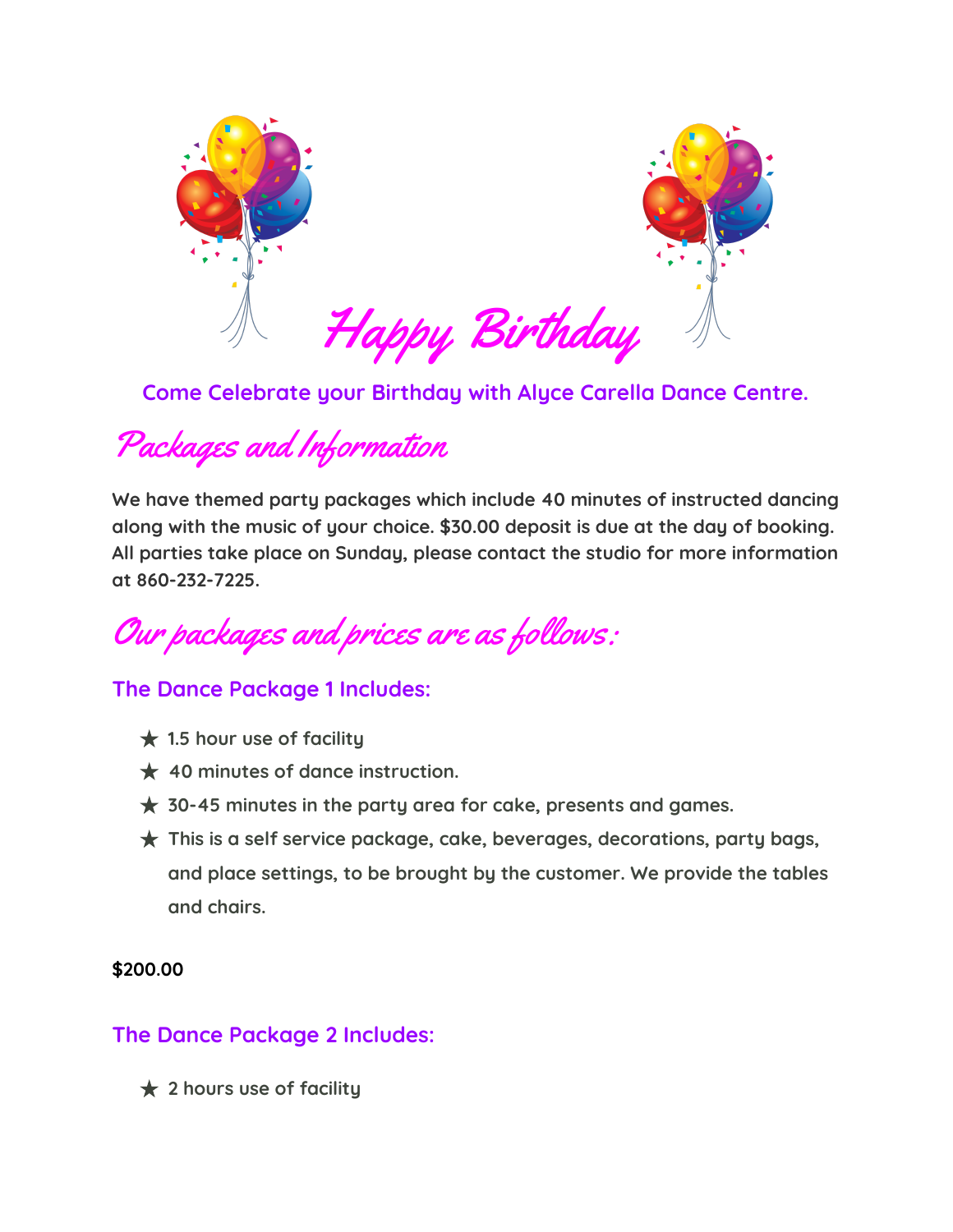# Happy Birthday

**Come Celebrate your Birthday with Alyce Carella Dance Centre.**

## Packages and Information

**We have themed party packages which include 40 minutes of instructed dancing along with the music of your choice. $30.00 deposit is due at the day of booking. All parties take place on Sunday, please contact the studio for more information at 860-232-7225.**

## Our packages and prices are as follows:

### The Dance Package 1 Includes:

- ★ 1.5 hour use of facility
- ★ 40 minutes of dance instruction.
- ★ 30-45 minutes in the party area for cake, presents and games.
- ★ This is a self service package, cake, beverages, decorations, party bags, and place settings, to be brought by the customer. We provide the tables and chairs.

**$200.00**

### The Dance Package 2 Includes:

- ★ 2 hours use of facility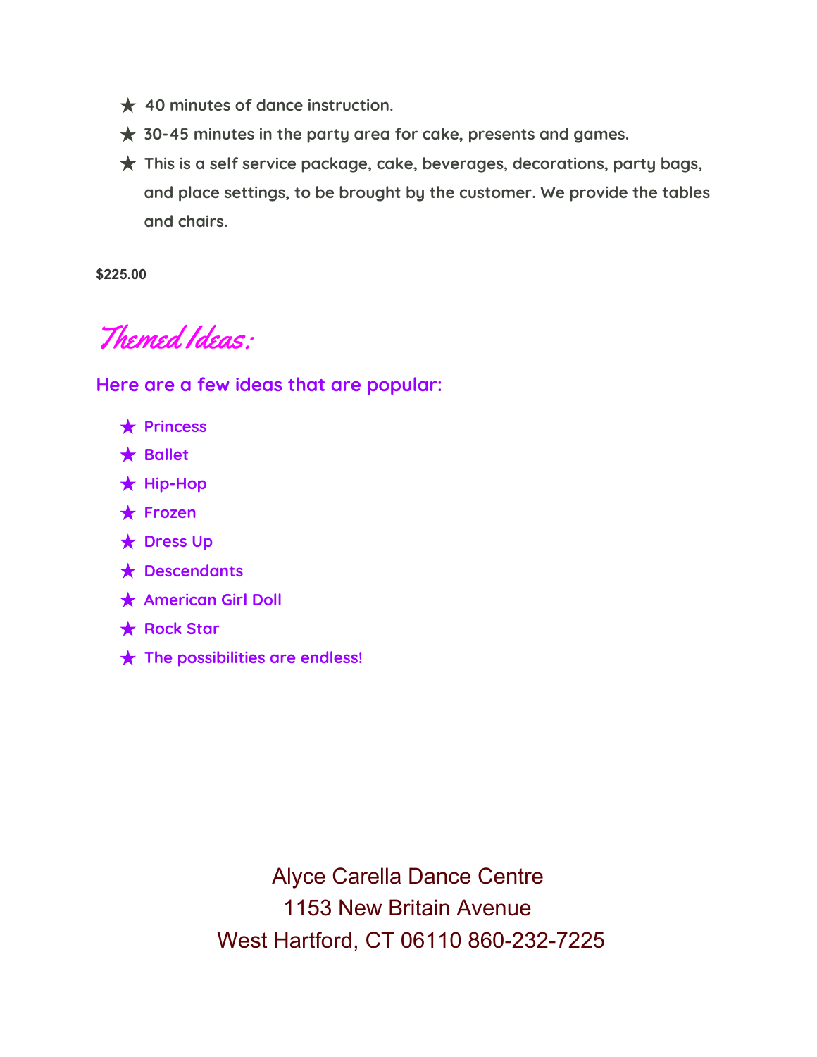- 40 minutes of dance instruction.
- 30-45 minutes in the party area for cake, presents and games.
- This is a self service package, cake, beverages, decorations, party bags, and place settings, to be brought by the customer. We provide the tables and chairs.

**$225.00**

## *Themed Ideas:*

### Here are a few ideas that are popular:

- Princess
- Ballet
- Hip-Hop
- Frozen
- Dress Up
- Descendants
- American Girl Doll
- Rock Star
- The possibilities are endless!

Alyce Carella Dance Centre
1153 New Britain Avenue
West Hartford, CT 06110 860-232-7225